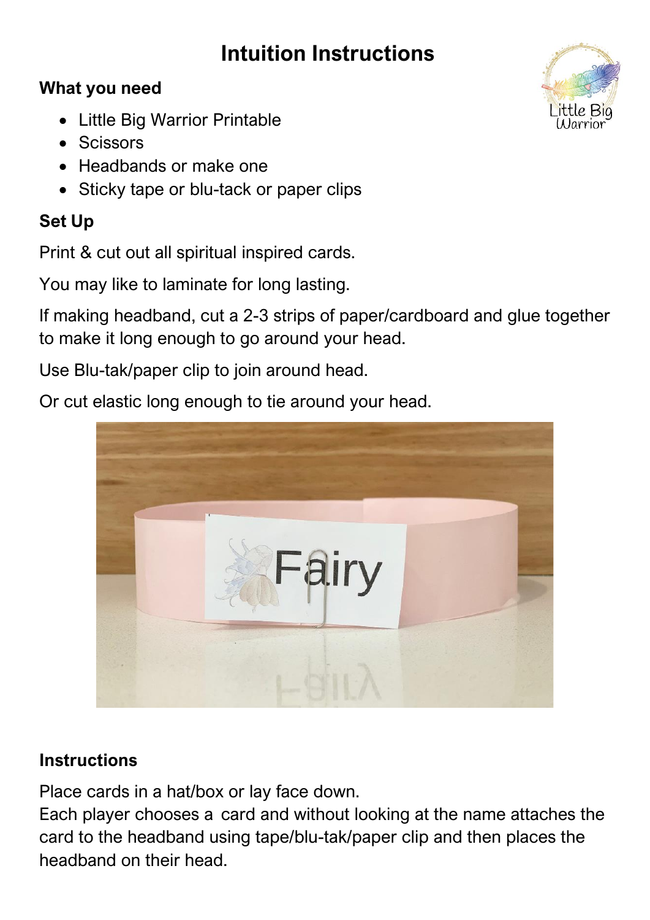# Intuition Instructions

### What you need

- Little Big Warrior Printable
- Scissors
- Headbands or make one
- Sticky tape or blu-tack or paper clips

### Set Up

Print & cut out all spiritual inspired cards.

You may like to laminate for long lasting.

If making headband, cut a 2-3 strips of paper/cardboard and glue together to make it long enough to go around your head.

Use Blu-tak/paper clip to join around head.

Or cut elastic long enough to tie around your head.

### Instructions

Place cards in a hat/box or lay face down.
Each player chooses a card and without looking at the name attaches the card to the headband using tape/blu-tak/paper clip and then places the headband on their head.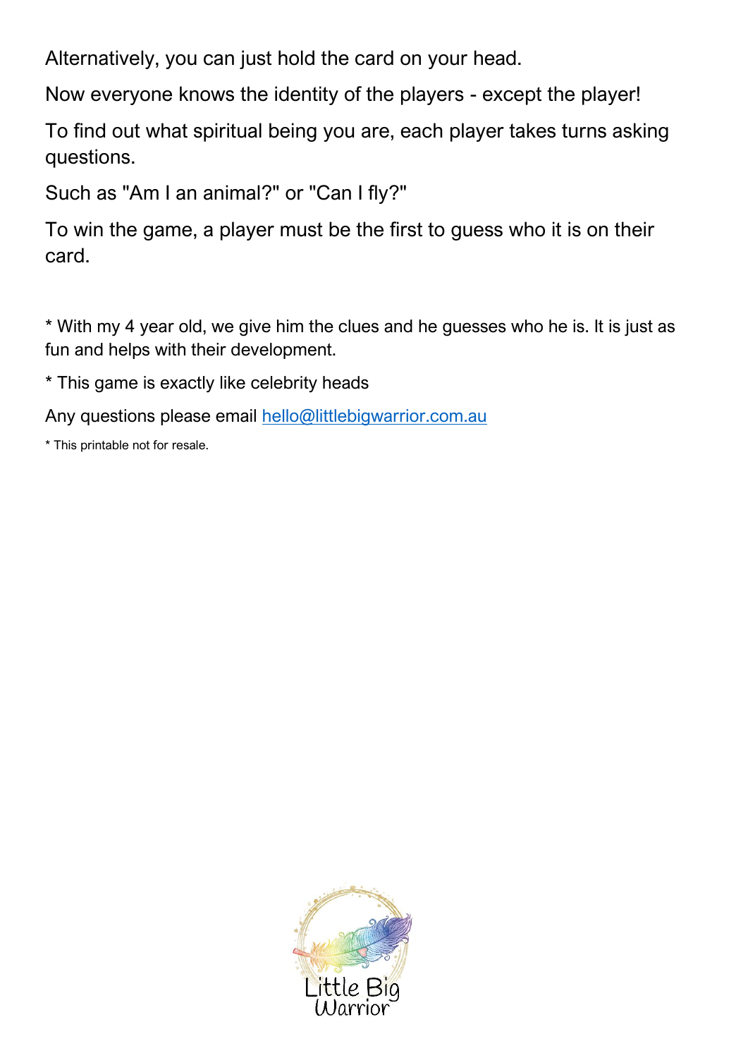Alternatively, you can just hold the card on your head.

Now everyone knows the identity of the players - except the player!

To find out what spiritual being you are, each player takes turns asking questions.

Such as "Am I an animal?" or "Can I fly?"

To win the game, a player must be the first to guess who it is on their card.

* With my 4 year old, we give him the clues and he guesses who he is. It is just as fun and helps with their development.

* This game is exactly like celebrity heads

Any questions please email [hello@littlebigwarrior.com.au](mailto:hello@littlebigwarrior.com.au)

* This printable not for resale.

Little Big Warrior